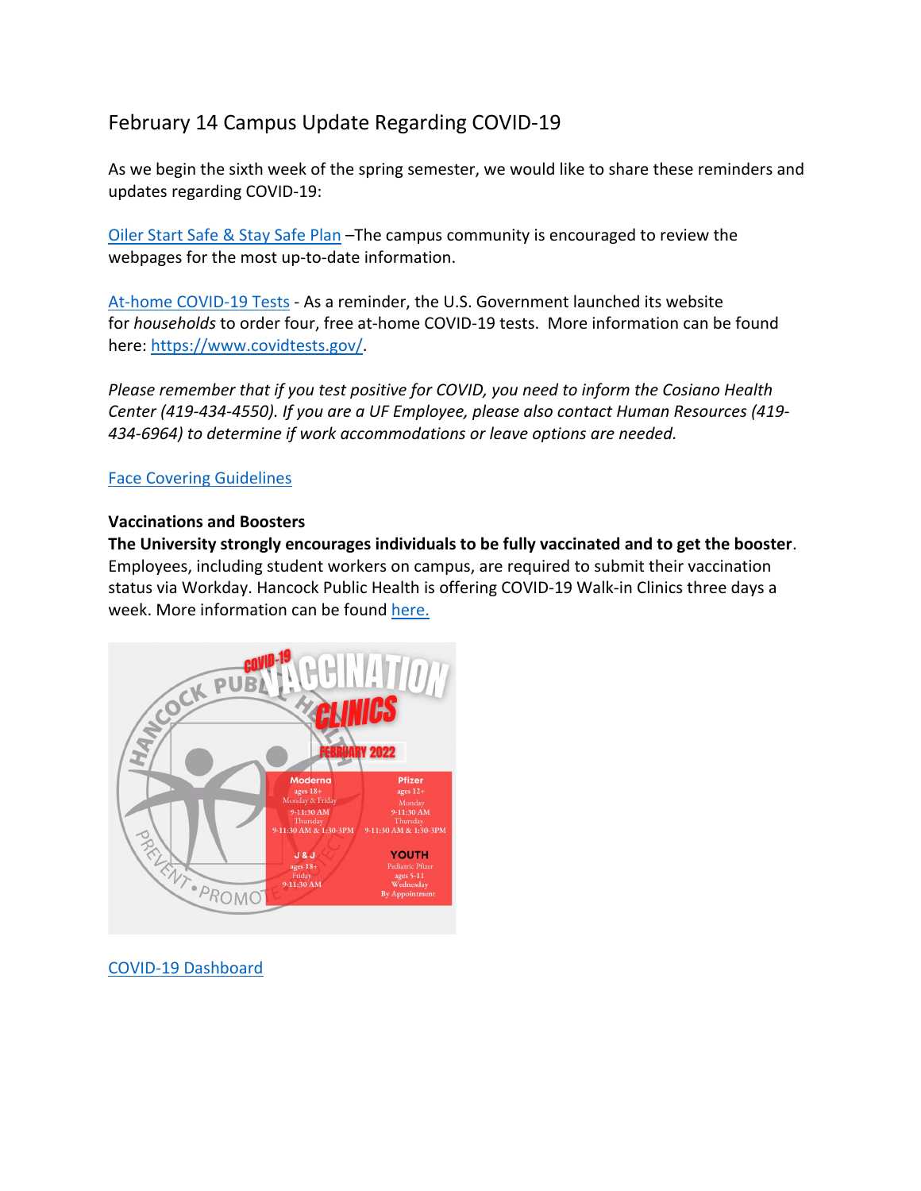# February 14 Campus Update Regarding COVID-19

As we begin the sixth week of the spring semester, we would like to share these reminders and updates regarding COVID-19:

[Oiler Start Safe & Stay Safe Plan](#) –The campus community is encouraged to review the webpages for the most up-to-date information.

[At-home COVID-19 Tests](#) - As a reminder, the U.S. Government launched its website for *households* to order four, free at-home COVID-19 tests. More information can be found here: https://www.covidtests.gov/.

*Please remember that if you test positive for COVID, you need to inform the Cosiano Health Center (419-434-4550). If you are a UF Employee, please also contact Human Resources (419-434-6964) to determine if work accommodations or leave options are needed.*

[Face Covering Guidelines](#)

**Vaccinations and Boosters**

**The University strongly encourages individuals to be fully vaccinated and to get the booster**. Employees, including student workers on campus, are required to submit their vaccination status via Workday. Hancock Public Health is offering COVID-19 Walk-in Clinics three days a week. More information can be found [here.](#)

COVID-19 VACCINATION CLINICS

FEBRUARY 2022

| Moderna | Pfizer |
| --- | --- |
| ages 18+<br>Monday & Friday<br>9-11:30 AM<br>Thursday<br>9-11:30 AM & 1:30-3PM | ages 12+<br>Monday<br>9-11:30 AM<br>Thursday<br>9-11:30 AM & 1:30-3PM |
| **J & J** | **YOUTH** |
| ages 18+<br>Friday<br>9-11:30 AM | Pediatric Pfizer<br>ages 5-11<br>Wednesday<br>By Appointment |

[COVID-19 Dashboard](#)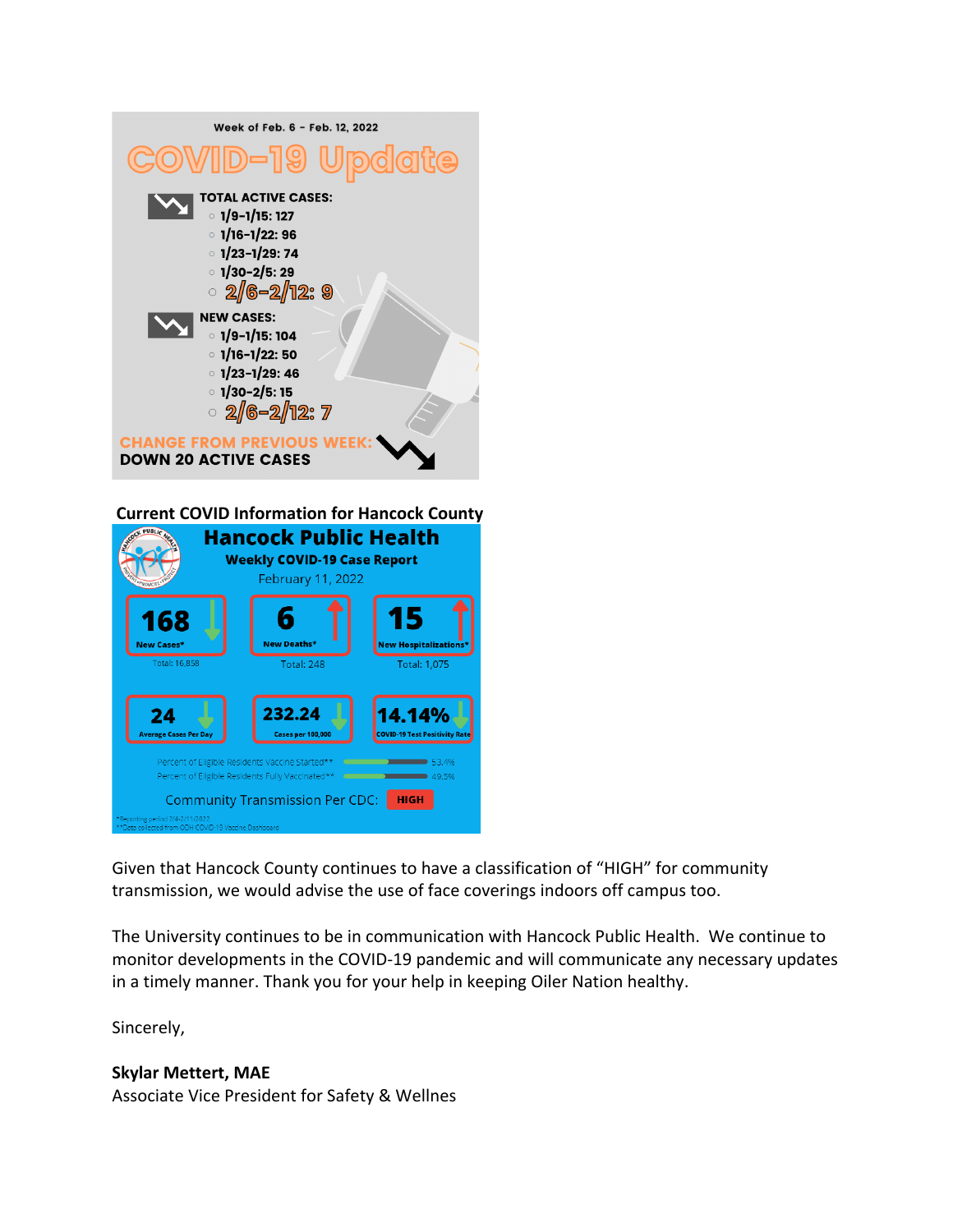Week of Feb. 6 – Feb. 12, 2022

# COVID-19 Update

**TOTAL ACTIVE CASES:**

- 1/9-1/15: 127
- 1/16-1/22: 96
- 1/23-1/29: 74
- 1/30-2/5: 29
- 2/6-2/12: 9

**NEW CASES:**

- 1/9-1/15: 104
- 1/16-1/22: 50
- 1/23-1/29: 46
- 1/30-2/5: 15
- 2/6-2/12: 7

CHANGE FROM PREVIOUS WEEK:
**DOWN 20 ACTIVE CASES**

**Current COVID Information for Hancock County**

## Hancock Public Health

**Weekly COVID-19 Case Report**

February 11, 2022

168
New Cases*
Total: 16,858

6
New Deaths*
Total: 248

15
New Hospitalizations*
Total: 1,075

24
Average Cases Per Day

232.24
Cases per 100,000

14.14%
COVID-19 Test Positivity Rate

Percent of Eligible Residents Vaccine Started** 53.4%

Percent of Eligible Residents Fully Vaccinated** 49.5%

Community Transmission Per CDC: HIGH

*Reporting period 2/4-2/11/2022
**Data collected from ODH COVID-19 Vaccine Dashboard

Given that Hancock County continues to have a classification of "HIGH" for community transmission, we would advise the use of face coverings indoors off campus too.

The University continues to be in communication with Hancock Public Health. We continue to monitor developments in the COVID-19 pandemic and will communicate any necessary updates in a timely manner. Thank you for your help in keeping Oiler Nation healthy.

Sincerely,

**Skylar Mettert, MAE**
Associate Vice President for Safety & Wellnes